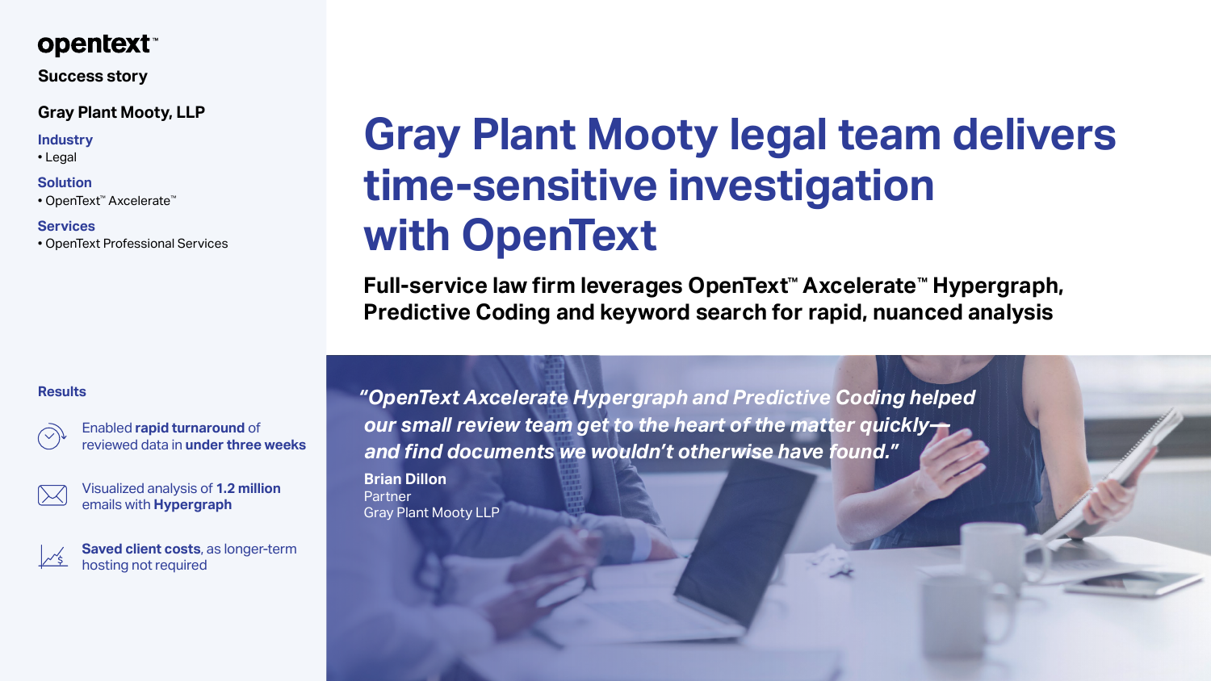opentext™

Success story

**Gray Plant Mooty, LLP**

**Industry**
- Legal

**Solution**
- OpenText™ Axcelerate™

**Services**
- OpenText Professional Services

# Gray Plant Mooty legal team delivers time-sensitive investigation with OpenText

## Full-service law firm leverages OpenText™ Axcelerate™ Hypergraph, Predictive Coding and keyword search for rapid, nuanced analysis

*"OpenText Axcelerate Hypergraph and Predictive Coding helped our small review team get to the heart of the matter quickly—and find documents we wouldn't otherwise have found."*

**Brian Dillon**
Partner
Gray Plant Mooty LLP

**Results**

- Enabled **rapid turnaround** of reviewed data in **under three weeks**
- Visualized analysis of **1.2 million** emails with **Hypergraph**
- **Saved client costs**, as longer-term hosting not required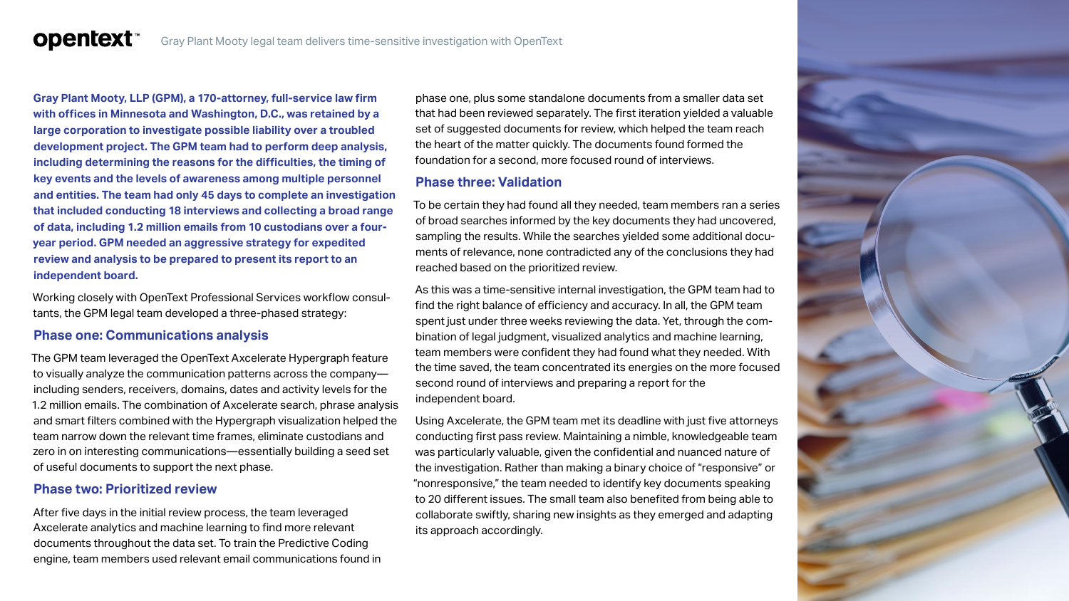**Gray Plant Mooty, LLP (GPM), a 170-attorney, full-service law firm with offices in Minnesota and Washington, D.C., was retained by a large corporation to investigate possible liability over a troubled development project. The GPM team had to perform deep analysis, including determining the reasons for the difficulties, the timing of key events and the levels of awareness among multiple personnel and entities. The team had only 45 days to complete an investigation that included conducting 18 interviews and collecting a broad range of data, including 1.2 million emails from 10 custodians over a four-year period. GPM needed an aggressive strategy for expedited review and analysis to be prepared to present its report to an independent board.**

Working closely with OpenText Professional Services workflow consultants, the GPM legal team developed a three-phased strategy:

## Phase one: Communications analysis

The GPM team leveraged the OpenText Axcelerate Hypergraph feature to visually analyze the communication patterns across the company—including senders, receivers, domains, dates and activity levels for the 1.2 million emails. The combination of Axcelerate search, phrase analysis and smart filters combined with the Hypergraph visualization helped the team narrow down the relevant time frames, eliminate custodians and zero in on interesting communications—essentially building a seed set of useful documents to support the next phase.

## Phase two: Prioritized review

After five days in the initial review process, the team leveraged Axcelerate analytics and machine learning to find more relevant documents throughout the data set. To train the Predictive Coding engine, team members used relevant email communications found in phase one, plus some standalone documents from a smaller data set that had been reviewed separately. The first iteration yielded a valuable set of suggested documents for review, which helped the team reach the heart of the matter quickly. The documents found formed the foundation for a second, more focused round of interviews.

## Phase three: Validation

To be certain they had found all they needed, team members ran a series of broad searches informed by the key documents they had uncovered, sampling the results. While the searches yielded some additional documents of relevance, none contradicted any of the conclusions they had reached based on the prioritized review.

As this was a time-sensitive internal investigation, the GPM team had to find the right balance of efficiency and accuracy. In all, the GPM team spent just under three weeks reviewing the data. Yet, through the combination of legal judgment, visualized analytics and machine learning, team members were confident they had found what they needed. With the time saved, the team concentrated its energies on the more focused second round of interviews and preparing a report for the independent board.

Using Axcelerate, the GPM team met its deadline with just five attorneys conducting first pass review. Maintaining a nimble, knowledgeable team was particularly valuable, given the confidential and nuanced nature of the investigation. Rather than making a binary choice of "responsive" or "nonresponsive," the team needed to identify key documents speaking to 20 different issues. The small team also benefited from being able to collaborate swiftly, sharing new insights as they emerged and adapting its approach accordingly.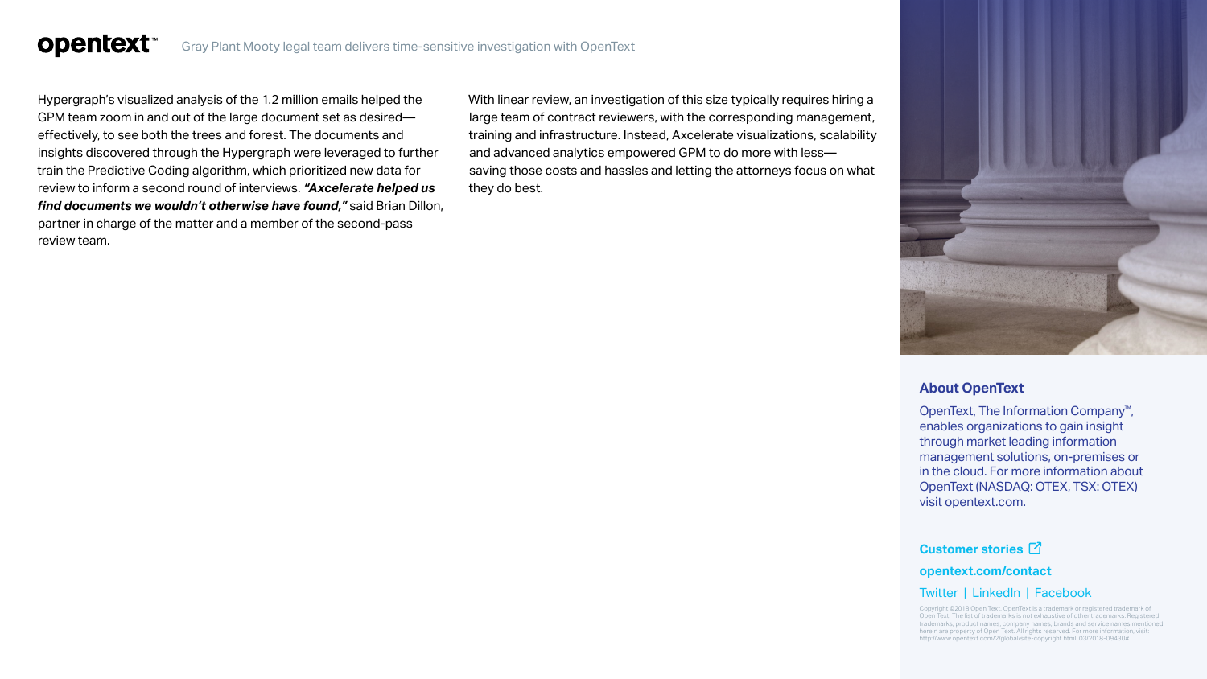Hypergraph's visualized analysis of the 1.2 million emails helped the GPM team zoom in and out of the large document set as desired—effectively, to see both the trees and forest. The documents and insights discovered through the Hypergraph were leveraged to further train the Predictive Coding algorithm, which prioritized new data for review to inform a second round of interviews. ***"Axcelerate helped us find documents we wouldn't otherwise have found,"*** said Brian Dillon, partner in charge of the matter and a member of the second-pass review team.

With linear review, an investigation of this size typically requires hiring a large team of contract reviewers, with the corresponding management, training and infrastructure. Instead, Axcelerate visualizations, scalability and advanced analytics empowered GPM to do more with less—saving those costs and hassles and letting the attorneys focus on what they do best.

### About OpenText

OpenText, The Information Company™, enables organizations to gain insight through market leading information management solutions, on-premises or in the cloud. For more information about OpenText (NASDAQ: OTEX, TSX: OTEX) visit opentext.com.

**Customer stories**

**opentext.com/contact**

Twitter | LinkedIn | Facebook

Copyright ©2018 Open Text. OpenText is a trademark or registered trademark of Open Text. The list of trademarks is not exhaustive of other trademarks. Registered trademarks, product names, company names, brands and service names mentioned herein are property of Open Text. All rights reserved. For more information, visit: http://www.opentext.com/2/global/site-copyright.html 03/2018-09430#